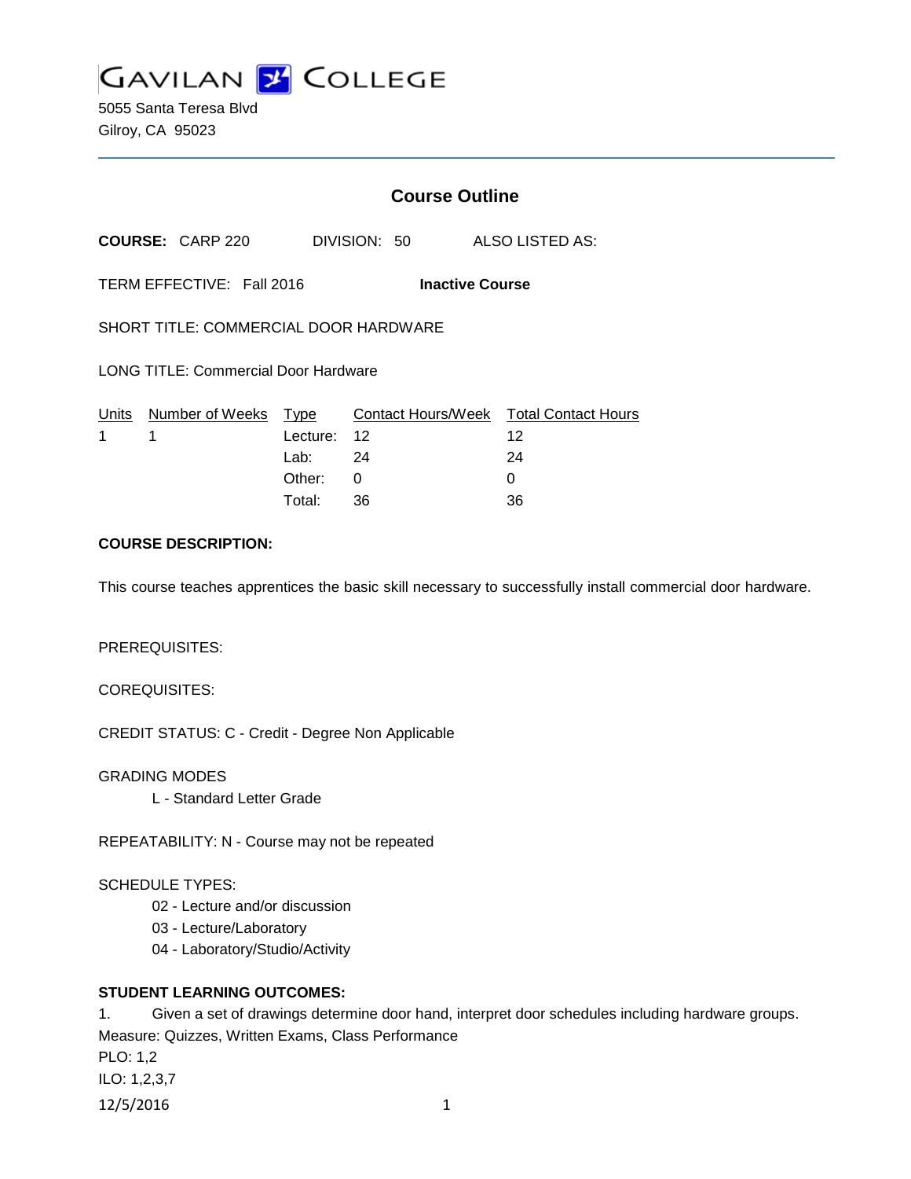# GAVILAN COLLEGE

5055 Santa Teresa Blvd
Gilroy, CA 95023

## Course Outline

**COURSE:** CARP 220 DIVISION: 50 ALSO LISTED AS:

TERM EFFECTIVE: Fall 2016 **Inactive Course**

SHORT TITLE: COMMERCIAL DOOR HARDWARE

LONG TITLE: Commercial Door Hardware

| Units | Number of Weeks | Type | Contact Hours/Week | Total Contact Hours |
|---|---|---|---|---|
| 1 | 1 | Lecture: | 12 | 12 |
| | | Lab: | 24 | 24 |
| | | Other: | 0 | 0 |
| | | Total: | 36 | 36 |

**COURSE DESCRIPTION:**

This course teaches apprentices the basic skill necessary to successfully install commercial door hardware.

PREREQUISITES:

COREQUISITES:

CREDIT STATUS: C - Credit - Degree Non Applicable

GRADING MODES

L - Standard Letter Grade

REPEATABILITY: N - Course may not be repeated

SCHEDULE TYPES:

02 - Lecture and/or discussion
03 - Lecture/Laboratory
04 - Laboratory/Studio/Activity

**STUDENT LEARNING OUTCOMES:**

1. Given a set of drawings determine door hand, interpret door schedules including hardware groups.
Measure: Quizzes, Written Exams, Class Performance
PLO: 1,2
ILO: 1,2,3,7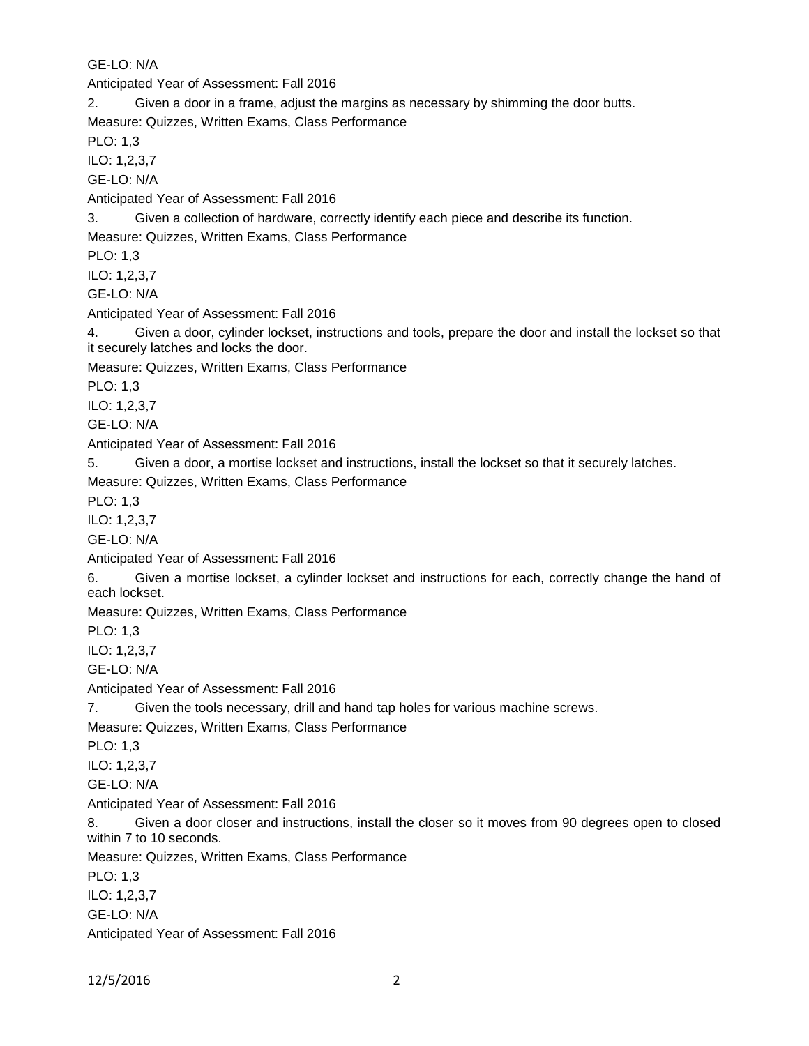GE-LO: N/A

Anticipated Year of Assessment: Fall 2016

2. Given a door in a frame, adjust the margins as necessary by shimming the door butts.

Measure: Quizzes, Written Exams, Class Performance

PLO: 1,3

ILO: 1,2,3,7

GE-LO: N/A

Anticipated Year of Assessment: Fall 2016

3. Given a collection of hardware, correctly identify each piece and describe its function.

Measure: Quizzes, Written Exams, Class Performance

PLO: 1,3

ILO: 1,2,3,7

GE-LO: N/A

Anticipated Year of Assessment: Fall 2016

4. Given a door, cylinder lockset, instructions and tools, prepare the door and install the lockset so that it securely latches and locks the door.

Measure: Quizzes, Written Exams, Class Performance

PLO: 1,3

ILO: 1,2,3,7

GE-LO: N/A

Anticipated Year of Assessment: Fall 2016

5. Given a door, a mortise lockset and instructions, install the lockset so that it securely latches.

Measure: Quizzes, Written Exams, Class Performance

PLO: 1,3

ILO: 1,2,3,7

GE-LO: N/A

Anticipated Year of Assessment: Fall 2016

6. Given a mortise lockset, a cylinder lockset and instructions for each, correctly change the hand of each lockset.

Measure: Quizzes, Written Exams, Class Performance

PLO: 1,3

ILO: 1,2,3,7

GE-LO: N/A

Anticipated Year of Assessment: Fall 2016

7. Given the tools necessary, drill and hand tap holes for various machine screws.

Measure: Quizzes, Written Exams, Class Performance

PLO: 1,3

ILO: 1,2,3,7

GE-LO: N/A

Anticipated Year of Assessment: Fall 2016

8. Given a door closer and instructions, install the closer so it moves from 90 degrees open to closed within 7 to 10 seconds.

Measure: Quizzes, Written Exams, Class Performance

PLO: 1,3

ILO: 1,2,3,7

GE-LO: N/A

Anticipated Year of Assessment: Fall 2016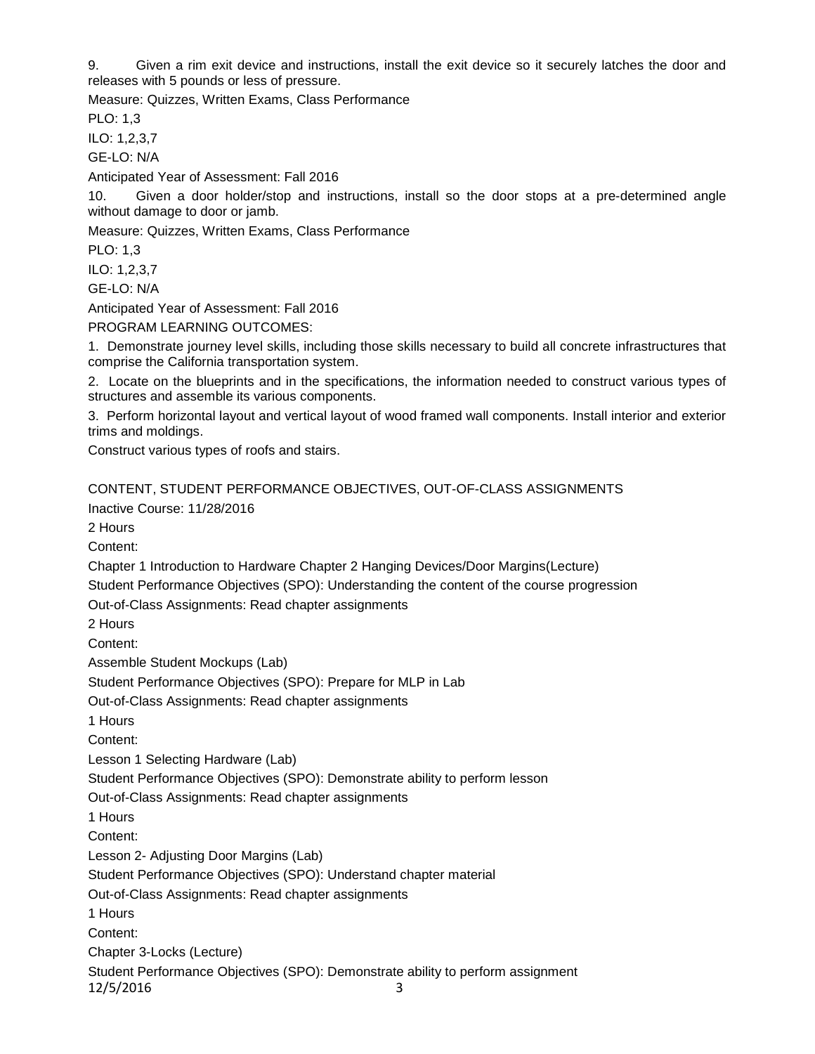9. Given a rim exit device and instructions, install the exit device so it securely latches the door and releases with 5 pounds or less of pressure.

Measure: Quizzes, Written Exams, Class Performance

PLO: 1,3

ILO: 1,2,3,7

GE-LO: N/A

Anticipated Year of Assessment: Fall 2016

10. Given a door holder/stop and instructions, install so the door stops at a pre-determined angle without damage to door or jamb.

Measure: Quizzes, Written Exams, Class Performance

PLO: 1,3

ILO: 1,2,3,7

GE-LO: N/A

Anticipated Year of Assessment: Fall 2016

PROGRAM LEARNING OUTCOMES:

1. Demonstrate journey level skills, including those skills necessary to build all concrete infrastructures that comprise the California transportation system.

2. Locate on the blueprints and in the specifications, the information needed to construct various types of structures and assemble its various components.

3. Perform horizontal layout and vertical layout of wood framed wall components. Install interior and exterior trims and moldings.

Construct various types of roofs and stairs.

CONTENT, STUDENT PERFORMANCE OBJECTIVES, OUT-OF-CLASS ASSIGNMENTS

Inactive Course: 11/28/2016

2 Hours

Content:

Chapter 1 Introduction to Hardware Chapter 2 Hanging Devices/Door Margins(Lecture)

Student Performance Objectives (SPO): Understanding the content of the course progression

Out-of-Class Assignments: Read chapter assignments

2 Hours

Content:

Assemble Student Mockups (Lab)

Student Performance Objectives (SPO): Prepare for MLP in Lab

Out-of-Class Assignments: Read chapter assignments

1 Hours

Content:

Lesson 1 Selecting Hardware (Lab)

Student Performance Objectives (SPO): Demonstrate ability to perform lesson

Out-of-Class Assignments: Read chapter assignments

1 Hours

Content:

Lesson 2- Adjusting Door Margins (Lab)

Student Performance Objectives (SPO): Understand chapter material

Out-of-Class Assignments: Read chapter assignments

1 Hours

Content:

Chapter 3-Locks (Lecture)

Student Performance Objectives (SPO): Demonstrate ability to perform assignment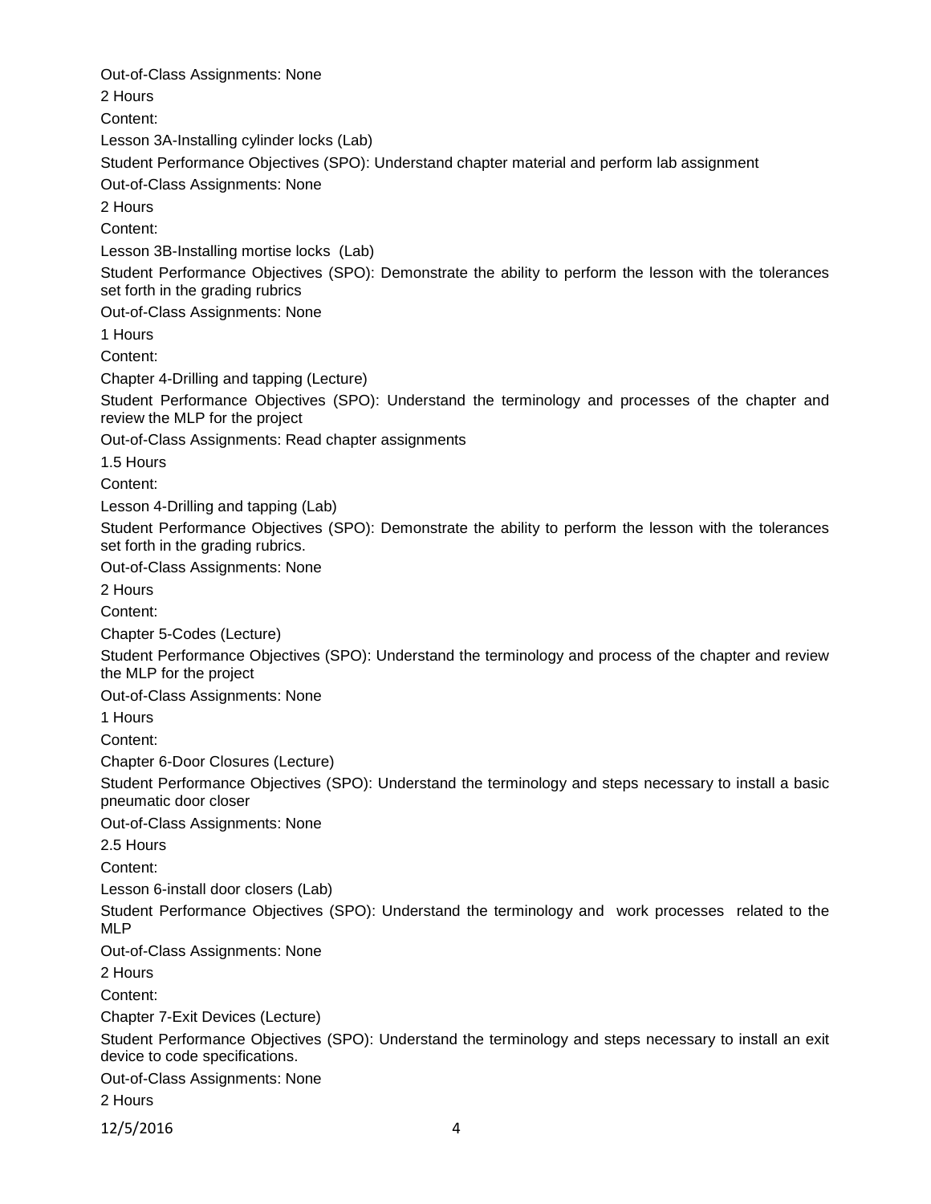Out-of-Class Assignments: None

2 Hours

Content:

Lesson 3A-Installing cylinder locks (Lab)

Student Performance Objectives (SPO): Understand chapter material and perform lab assignment

Out-of-Class Assignments: None

2 Hours

Content:

Lesson 3B-Installing mortise locks (Lab)

Student Performance Objectives (SPO): Demonstrate the ability to perform the lesson with the tolerances set forth in the grading rubrics

Out-of-Class Assignments: None

1 Hours

Content:

Chapter 4-Drilling and tapping (Lecture)

Student Performance Objectives (SPO): Understand the terminology and processes of the chapter and review the MLP for the project

Out-of-Class Assignments: Read chapter assignments

1.5 Hours

Content:

Lesson 4-Drilling and tapping (Lab)

Student Performance Objectives (SPO): Demonstrate the ability to perform the lesson with the tolerances set forth in the grading rubrics.

Out-of-Class Assignments: None

2 Hours

Content:

Chapter 5-Codes (Lecture)

Student Performance Objectives (SPO): Understand the terminology and process of the chapter and review the MLP for the project

Out-of-Class Assignments: None

1 Hours

Content:

Chapter 6-Door Closures (Lecture)

Student Performance Objectives (SPO): Understand the terminology and steps necessary to install a basic pneumatic door closer

Out-of-Class Assignments: None

2.5 Hours

Content:

Lesson 6-install door closers (Lab)

Student Performance Objectives (SPO): Understand the terminology and work processes related to the MLP

Out-of-Class Assignments: None

2 Hours

Content:

Chapter 7-Exit Devices (Lecture)

Student Performance Objectives (SPO): Understand the terminology and steps necessary to install an exit device to code specifications.

Out-of-Class Assignments: None

2 Hours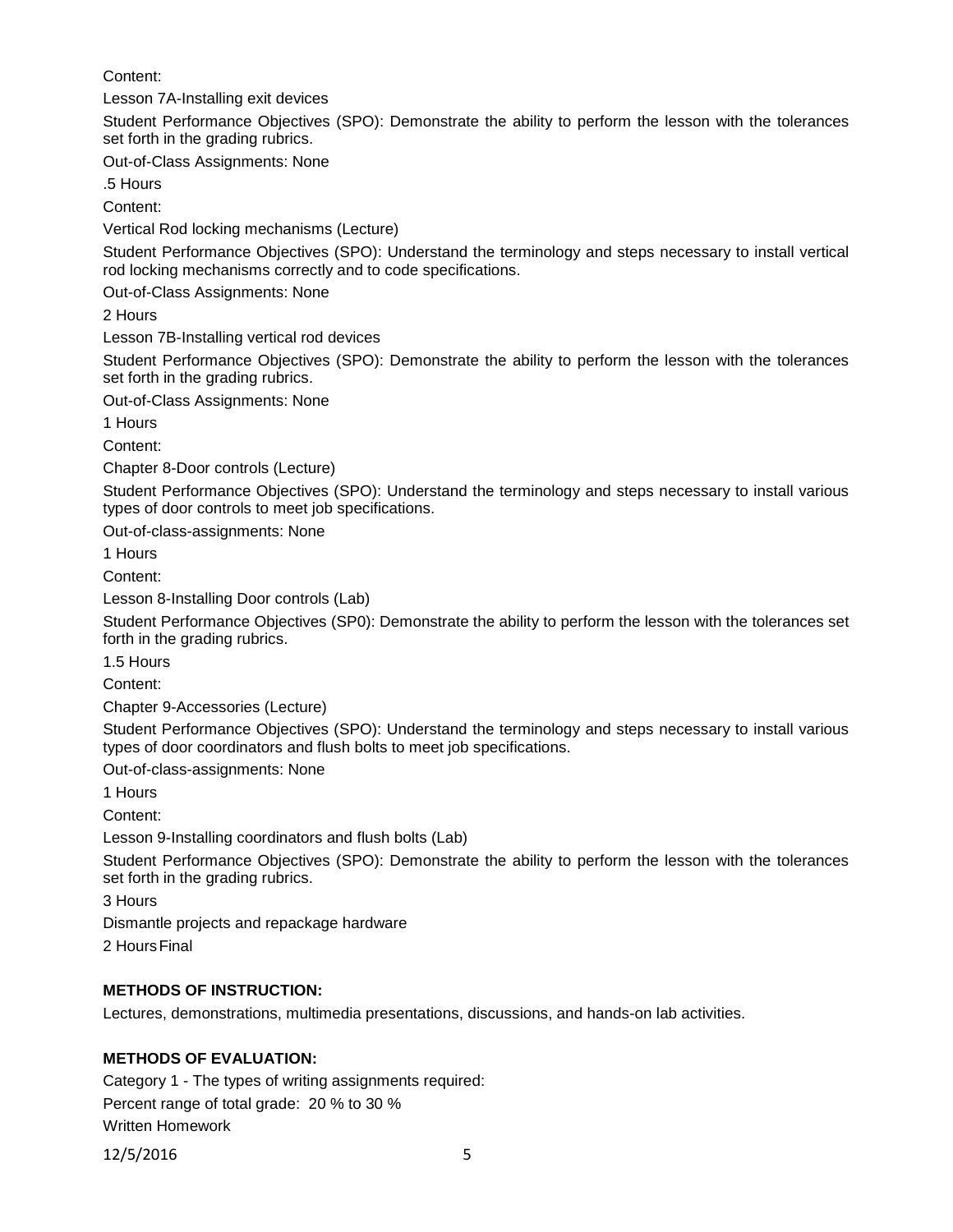Content:

Lesson 7A-Installing exit devices

Student Performance Objectives (SPO): Demonstrate the ability to perform the lesson with the tolerances set forth in the grading rubrics.

Out-of-Class Assignments: None

.5 Hours

Content:

Vertical Rod locking mechanisms (Lecture)

Student Performance Objectives (SPO): Understand the terminology and steps necessary to install vertical rod locking mechanisms correctly and to code specifications.

Out-of-Class Assignments: None

2 Hours

Lesson 7B-Installing vertical rod devices

Student Performance Objectives (SPO): Demonstrate the ability to perform the lesson with the tolerances set forth in the grading rubrics.

Out-of-Class Assignments: None

1 Hours

Content:

Chapter 8-Door controls (Lecture)

Student Performance Objectives (SPO): Understand the terminology and steps necessary to install various types of door controls to meet job specifications.

Out-of-class-assignments: None

1 Hours

Content:

Lesson 8-Installing Door controls (Lab)

Student Performance Objectives (SP0): Demonstrate the ability to perform the lesson with the tolerances set forth in the grading rubrics.

1.5 Hours

Content:

Chapter 9-Accessories (Lecture)

Student Performance Objectives (SPO): Understand the terminology and steps necessary to install various types of door coordinators and flush bolts to meet job specifications.

Out-of-class-assignments: None

1 Hours

Content:

Lesson 9-Installing coordinators and flush bolts (Lab)

Student Performance Objectives (SPO): Demonstrate the ability to perform the lesson with the tolerances set forth in the grading rubrics.

3 Hours

Dismantle projects and repackage hardware

2 Hours Final

**METHODS OF INSTRUCTION:**

Lectures, demonstrations, multimedia presentations, discussions, and hands-on lab activities.

**METHODS OF EVALUATION:**

Category 1 - The types of writing assignments required:

Percent range of total grade: 20 % to 30 %

Written Homework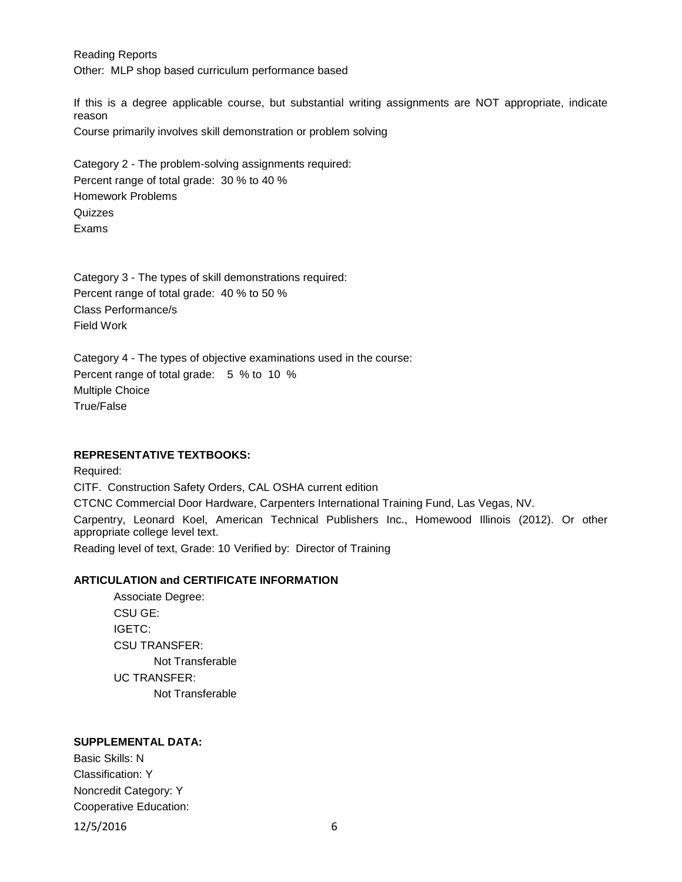Reading Reports
Other: MLP shop based curriculum performance based

If this is a degree applicable course, but substantial writing assignments are NOT appropriate, indicate reason
Course primarily involves skill demonstration or problem solving

Category 2 - The problem-solving assignments required:
Percent range of total grade: 30 % to 40 %
Homework Problems
Quizzes
Exams

Category 3 - The types of skill demonstrations required:
Percent range of total grade: 40 % to 50 %
Class Performance/s
Field Work

Category 4 - The types of objective examinations used in the course:
Percent range of total grade: 5 % to 10 %
Multiple Choice
True/False

**REPRESENTATIVE TEXTBOOKS:**

Required:
CITF. Construction Safety Orders, CAL OSHA current edition
CTCNC Commercial Door Hardware, Carpenters International Training Fund, Las Vegas, NV.
Carpentry, Leonard Koel, American Technical Publishers Inc., Homewood Illinois (2012). Or other appropriate college level text.
Reading level of text, Grade: 10 Verified by: Director of Training

**ARTICULATION and CERTIFICATE INFORMATION**

Associate Degree:
CSU GE:
IGETC:
CSU TRANSFER:
Not Transferable
UC TRANSFER:
Not Transferable

**SUPPLEMENTAL DATA:**

Basic Skills: N
Classification: Y
Noncredit Category: Y
Cooperative Education: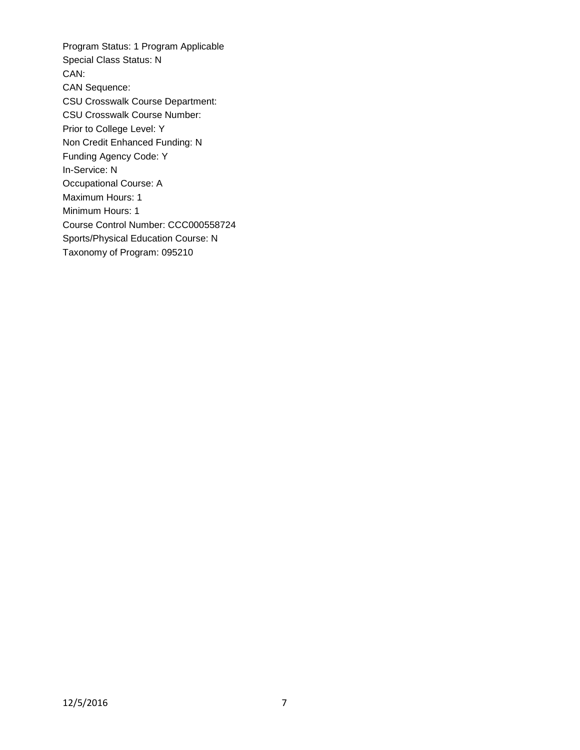Program Status: 1 Program Applicable
Special Class Status: N
CAN:
CAN Sequence:
CSU Crosswalk Course Department:
CSU Crosswalk Course Number:
Prior to College Level: Y
Non Credit Enhanced Funding: N
Funding Agency Code: Y
In-Service: N
Occupational Course: A
Maximum Hours: 1
Minimum Hours: 1
Course Control Number: CCC000558724
Sports/Physical Education Course: N
Taxonomy of Program: 095210